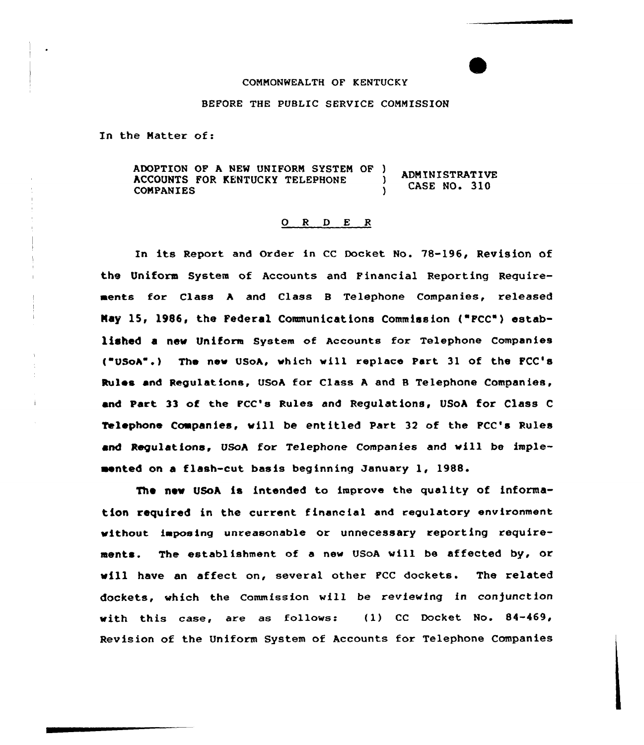COMMONWEALTH OF KENTUCKY

BEFORE THE PUBLIC SERVICE COMMISSION

In the Matter of:

| | | |
|---|---|---|
| ADOPTION OF A NEW UNIFORM SYSTEM OF ACCOUNTS FOR KENTUCKY TELEPHONE COMPANIES | ) ) ) | ADMINISTRATIVE CASE NO. 310 |

O R D E R

In its Report and Order in CC Docket No. 78-196, Revision of the Uniform System of Accounts and Financial Reporting Requirements for Class A and Class B Telephone Companies, released May 15, 1986, the Federal Communications Commission ("FCC") established a new Uniform System of Accounts for Telephone Companies ("USoA".) The new USoA, which will replace Part 31 of the FCC's Rules and Regulations, USoA for Class A and B Telephone Companies, and Part 33 of the FCC's Rules and Regulations, USoA for Class C Telephone Companies, will be entitled Part 32 of the FCC's Rules and Regulations, USoA for Telephone Companies and will be implemented on a flash-cut basis beginning January 1, 1988.

The new USoA is intended to improve the quality of information required in the current financial and regulatory environment without imposing unreasonable or unnecessary reporting requirements. The establishment of a new USoA will be affected by, or will have an affect on, several other FCC dockets. The related dockets, which the Commission will be reviewing in conjunction with this case, are as follows: (1) CC Docket No. 84-469, Revision of the Uniform System of Accounts for Telephone Companies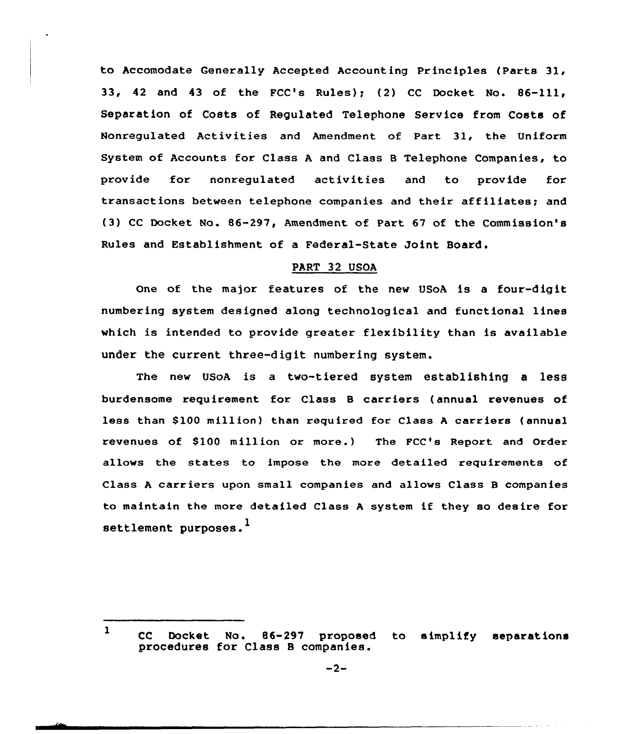to Accomodate Generally Accepted Accounting Principles (Parts 31, 33, 42 and 43 of the FCC's Rules); (2) CC Docket No. 86-111, Separation of Costs of Regulated Telephone Service from Costs of Nonregulated Activities and Amendment of Part 31, the Uniform System of Accounts for Class A and Class B Telephone Companies, to provide for nonregulated activities and to provide for transactions between telephone companies and their affiliates; and (3) CC Docket No. 86-297, Amendment of Part 67 of the Commission's Rules and Establishment of a Federal-State Joint Board.

## PART 32 USOA

One of the major features of the new USoA is a four-digit numbering system designed along technological and functional lines which is intended to provide greater flexibility than is available under the current three-digit numbering system.

The new USoA is a two-tiered system establishing a less burdensome requirement for Class B carriers (annual revenues of less than $100 million) than required for Class A carriers (annual revenues of $100 million or more.) The FCC's Report and Order allows the states to impose the more detailed requirements of Class A carriers upon small companies and allows Class B companies to maintain the more detailed Class A system if they so desire for settlement purposes.[1]

---

[1] CC Docket No. 86-297 proposed to simplify separations procedures for Class B companies.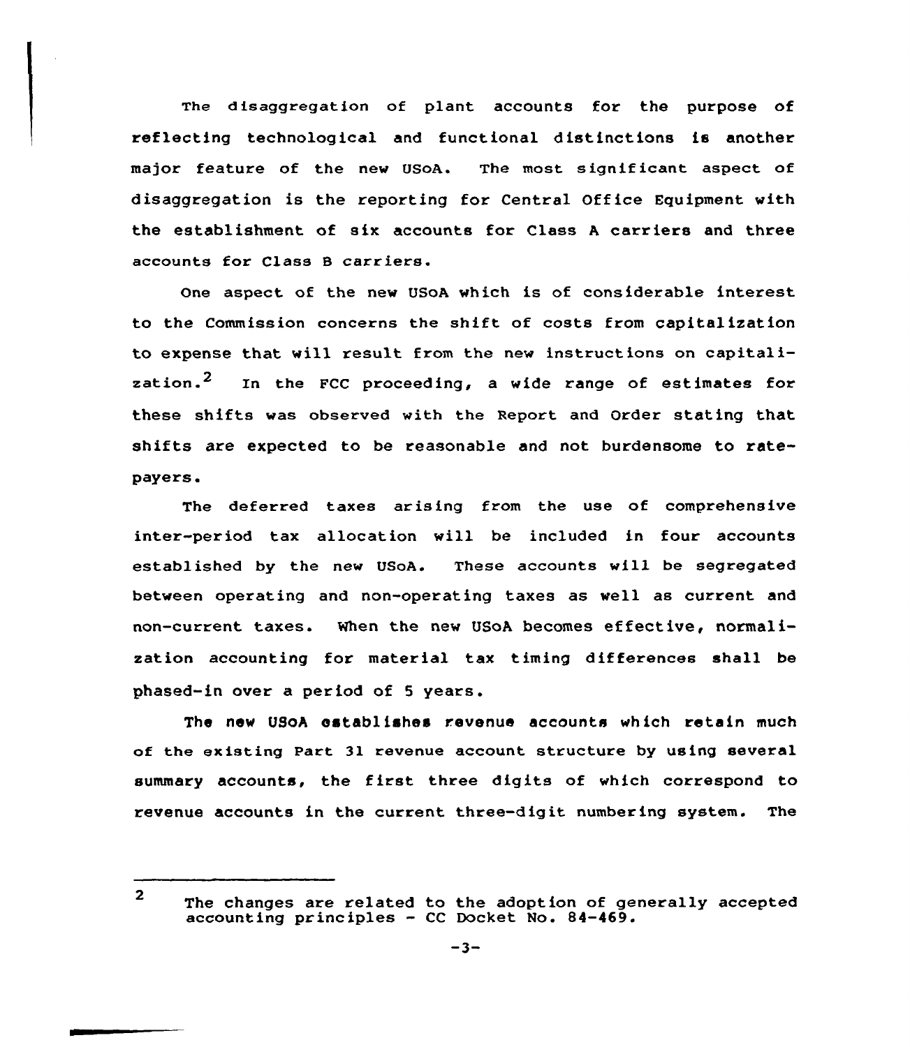The disaggregation of plant accounts for the purpose of reflecting technological and functional distinctions is another major feature of the new USoA. The most significant aspect of disaggregation is the reporting for Central Office Equipment with the establishment of six accounts for Class A carriers and three accounts for Class B carriers.

One aspect of the new USoA which is of considerable interest to the Commission concerns the shift of costs from capitalization to expense that will result from the new instructions on capitalization.[2] In the FCC proceeding, a wide range of estimates for these shifts was observed with the Report and Order stating that shifts are expected to be reasonable and not burdensome to ratepayers.

The deferred taxes arising from the use of comprehensive inter-period tax allocation will be included in four accounts established by the new USoA. These accounts will be segregated between operating and non-operating taxes as well as current and non-current taxes. When the new USoA becomes effective, normalization accounting for material tax timing differences shall be phased-in over a period of 5 years.

The new USoA establishes revenue accounts which retain much of the existing Part 31 revenue account structure by using several summary accounts, the first three digits of which correspond to revenue accounts in the current three-digit numbering system. The

---

[2] The changes are related to the adoption of generally accepted accounting principles - CC Docket No. 84-469.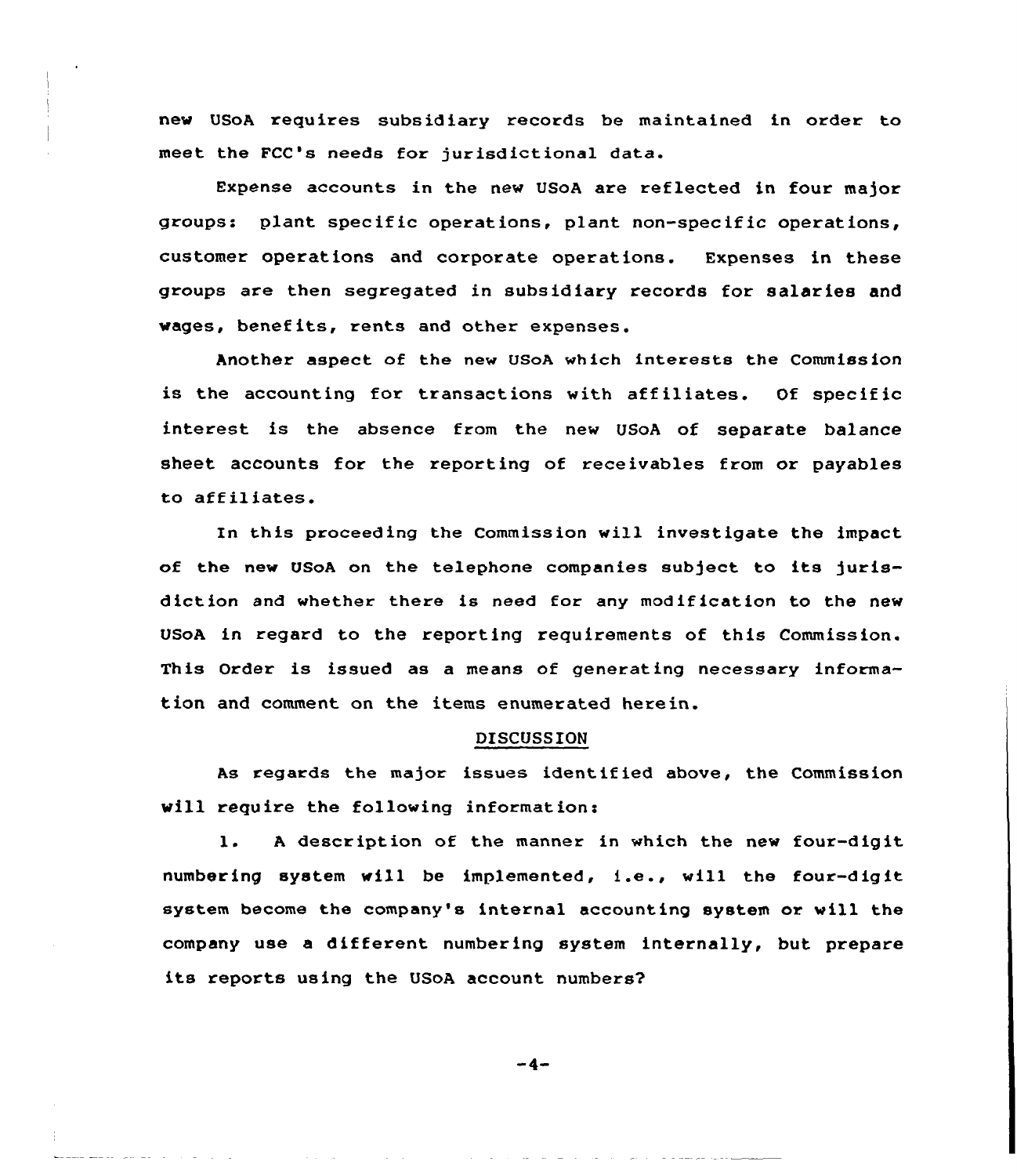new USoA requires subsidiary records be maintained in order to meet the FCC's needs for jurisdictional data.

Expense accounts in the new USoA are reflected in four major groups: plant specific operations, plant non-specific operations, customer operations and corporate operations. Expenses in these groups are then segregated in subsidiary records for salaries and wages, benefits, rents and other expenses.

Another aspect of the new USoA which interests the Commission is the accounting for transactions with affiliates. Of specific interest is the absence from the new USoA of separate balance sheet accounts for the reporting of receivables from or payables to affiliates.

In this proceeding the Commission will investigate the impact of the new USoA on the telephone companies subject to its jurisdiction and whether there is need for any modification to the new USoA in regard to the reporting requirements of this Commission. This Order is issued as a means of generating necessary information and comment on the items enumerated herein.

## DISCUSSION

As regards the major issues identified above, the Commission will require the following information:

1. A description of the manner in which the new four-digit numbering system will be implemented, i.e., will the four-digit system become the company's internal accounting system or will the company use a different numbering system internally, but prepare its reports using the USoA account numbers?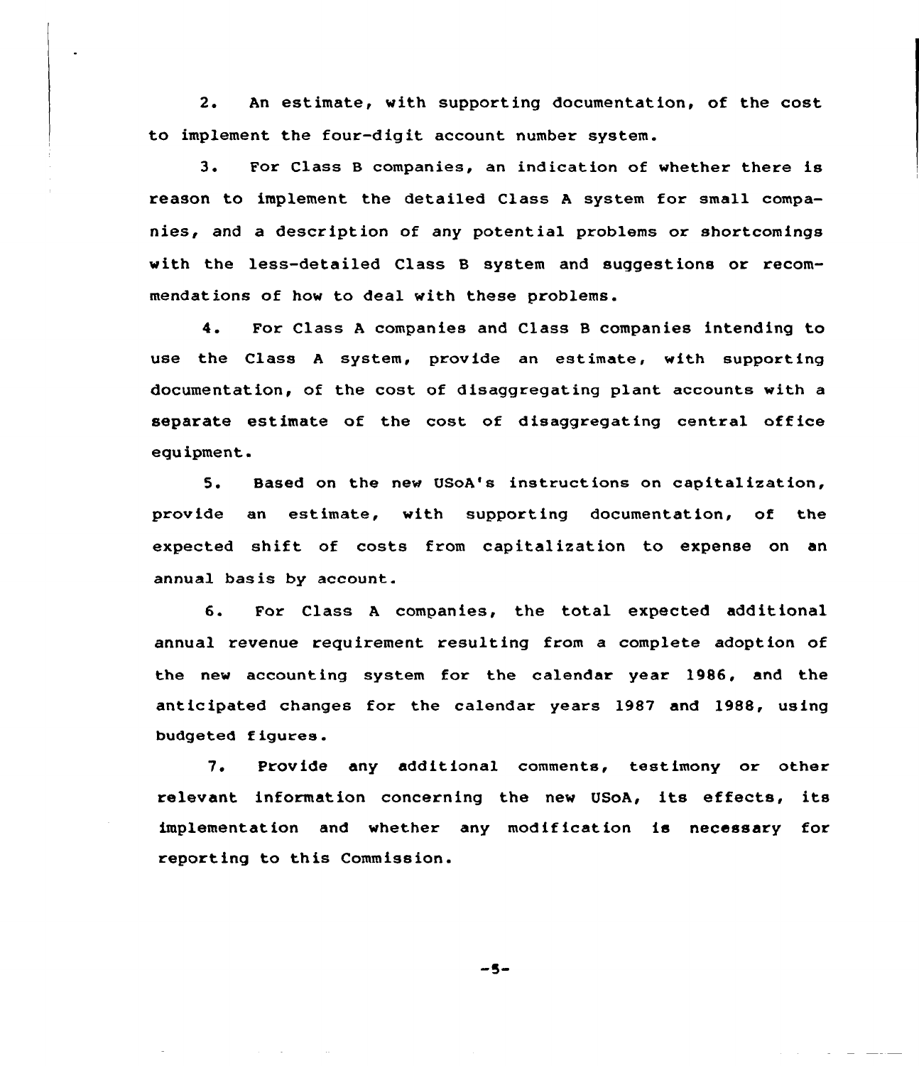2. An estimate, with supporting documentation, of the cost to implement the four-digit account number system.

3. For Class B companies, an indication of whether there is reason to implement the detailed Class A system for small companies, and a description of any potential problems or shortcomings with the less-detailed Class B system and suggestions or recommendations of how to deal with these problems.

4. For Class A companies and Class B companies intending to use the Class A system, provide an estimate, with supporting documentation, of the cost of disaggregating plant accounts with a separate estimate of the cost of disaggregating central office equipment.

5. Based on the new USoA's instructions on capitalization, provide an estimate, with supporting documentation, of the expected shift of costs from capitalization to expense on an annual basis by account.

6. For Class A companies, the total expected additional annual revenue requirement resulting from a complete adoption of the new accounting system for the calendar year 1986, and the anticipated changes for the calendar years 1987 and 1988, using budgeted figures.

7. Provide any additional comments, testimony or other relevant information concerning the new USoA, its effects, its implementation and whether any modification is necessary for reporting to this Commission.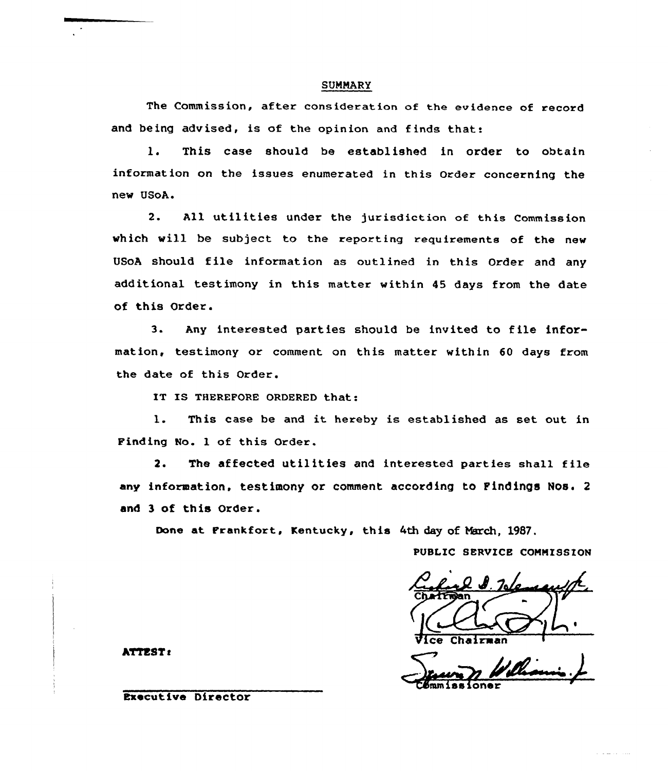## SUMMARY

The Commission, after consideration of the evidence of record and being advised, is of the opinion and finds that:

1. This case should be established in order to obtain information on the issues enumerated in this Order concerning the new USoA.

2. All utilities under the jurisdiction of this Commission which will be subject to the reporting requirements of the new USoA should file information as outlined in this Order and any additional testimony in this matter within 45 days from the date of this Order.

3. Any interested parties should be invited to file information, testimony or comment on this matter within 60 days from the date of this Order.

IT IS THEREFORE ORDERED that:

1. This case be and it hereby is established as set out in Finding No. 1 of this Order.

2. The affected utilities and interested parties shall file any information, testimony or comment according to Findings Nos. 2 and 3 of this Order.

Done at Frankfort, Kentucky, this 4th day of March, 1987.

PUBLIC SERVICE COMMISSION

Chairman

Vice Chairman

Commissioner

ATTEST:

Executive Director